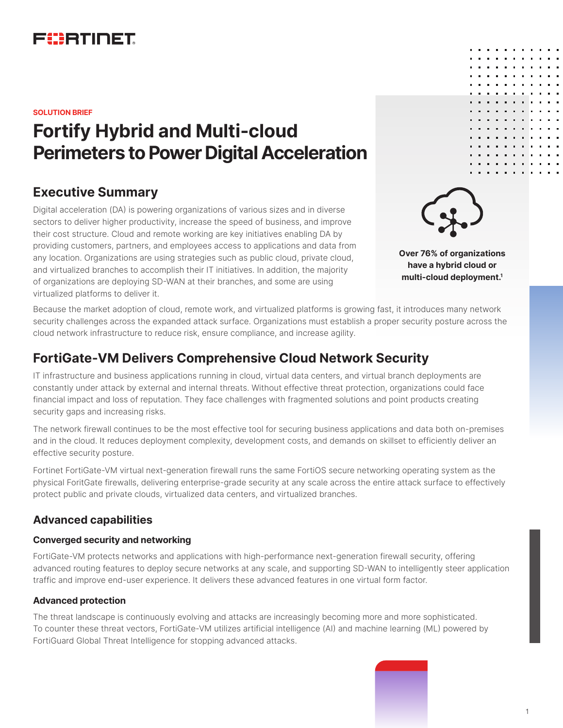**SOLUTION BRIEF**

# Fortify Hybrid and Multi-cloud Perimeters to Power Digital Acceleration

## Executive Summary

Digital acceleration (DA) is powering organizations of various sizes and in diverse sectors to deliver higher productivity, increase the speed of business, and improve their cost structure. Cloud and remote working are key initiatives enabling DA by providing customers, partners, and employees access to applications and data from any location. Organizations are using strategies such as public cloud, private cloud, and virtualized branches to accomplish their IT initiatives. In addition, the majority of organizations are deploying SD-WAN at their branches, and some are using virtualized platforms to deliver it.

**Over 76% of organizations have a hybrid cloud or multi-cloud deployment.[1]**

Because the market adoption of cloud, remote work, and virtualized platforms is growing fast, it introduces many network security challenges across the expanded attack surface. Organizations must establish a proper security posture across the cloud network infrastructure to reduce risk, ensure compliance, and increase agility.

## FortiGate-VM Delivers Comprehensive Cloud Network Security

IT infrastructure and business applications running in cloud, virtual data centers, and virtual branch deployments are constantly under attack by external and internal threats. Without effective threat protection, organizations could face financial impact and loss of reputation. They face challenges with fragmented solutions and point products creating security gaps and increasing risks.

The network firewall continues to be the most effective tool for securing business applications and data both on-premises and in the cloud. It reduces deployment complexity, development costs, and demands on skillset to efficiently deliver an effective security posture.

Fortinet FortiGate-VM virtual next-generation firewall runs the same FortiOS secure networking operating system as the physical ForitGate firewalls, delivering enterprise-grade security at any scale across the entire attack surface to effectively protect public and private clouds, virtualized data centers, and virtualized branches.

### Advanced capabilities

#### Converged security and networking

FortiGate-VM protects networks and applications with high-performance next-generation firewall security, offering advanced routing features to deploy secure networks at any scale, and supporting SD-WAN to intelligently steer application traffic and improve end-user experience. It delivers these advanced features in one virtual form factor.

#### Advanced protection

The threat landscape is continuously evolving and attacks are increasingly becoming more and more sophisticated. To counter these threat vectors, FortiGate-VM utilizes artificial intelligence (AI) and machine learning (ML) powered by FortiGuard Global Threat Intelligence for stopping advanced attacks.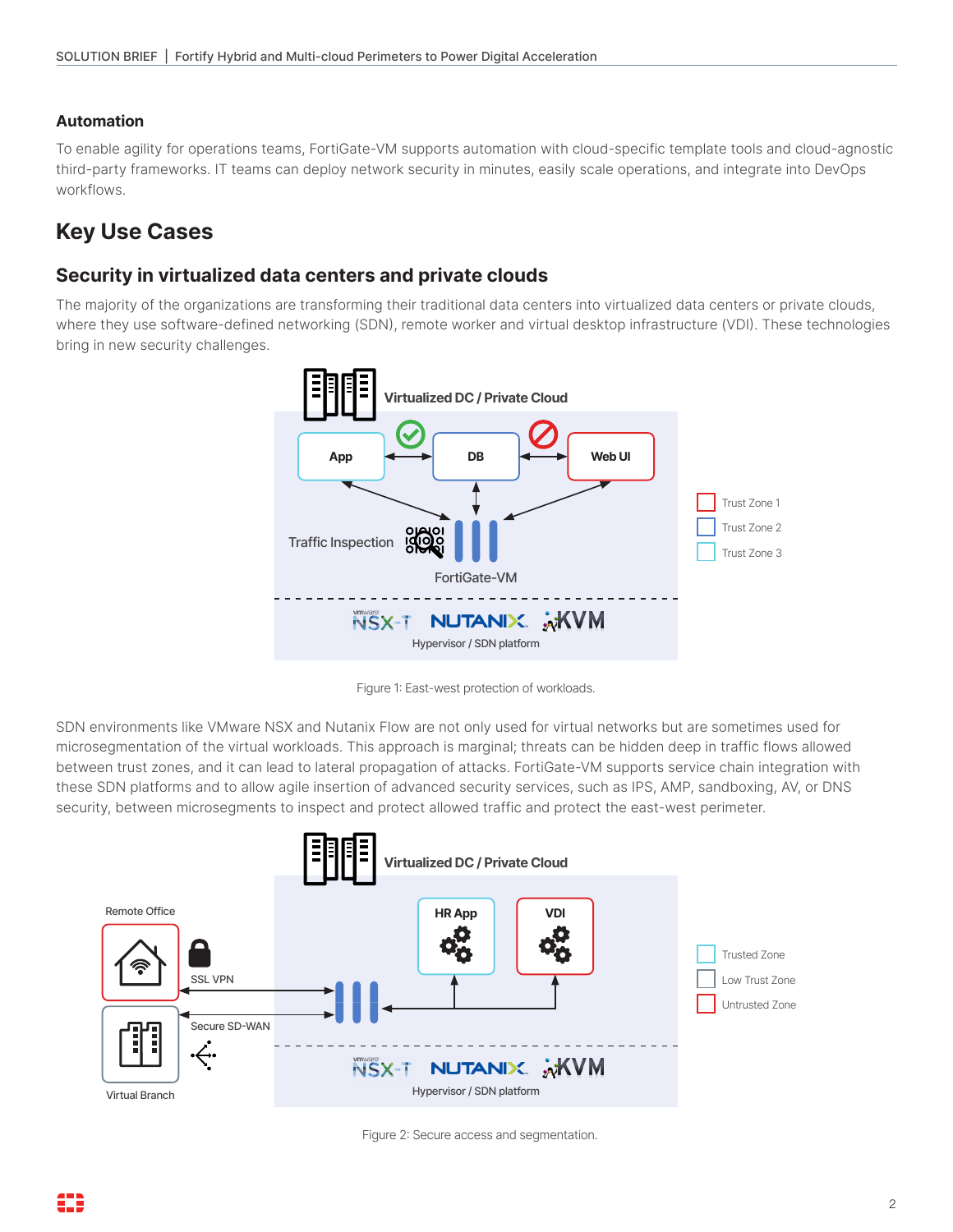### Automation

To enable agility for operations teams, FortiGate-VM supports automation with cloud-specific template tools and cloud-agnostic third-party frameworks. IT teams can deploy network security in minutes, easily scale operations, and integrate into DevOps workflows.

## Key Use Cases

### Security in virtualized data centers and private clouds

The majority of the organizations are transforming their traditional data centers into virtualized data centers or private clouds, where they use software-defined networking (SDN), remote worker and virtual desktop infrastructure (VDI). These technologies bring in new security challenges.

Figure 1: East-west protection of workloads.

SDN environments like VMware NSX and Nutanix Flow are not only used for virtual networks but are sometimes used for microsegmentation of the virtual workloads. This approach is marginal; threats can be hidden deep in traffic flows allowed between trust zones, and it can lead to lateral propagation of attacks. FortiGate-VM supports service chain integration with these SDN platforms and to allow agile insertion of advanced security services, such as IPS, AMP, sandboxing, AV, or DNS security, between microsegments to inspect and protect allowed traffic and protect the east-west perimeter.

Figure 2: Secure access and segmentation.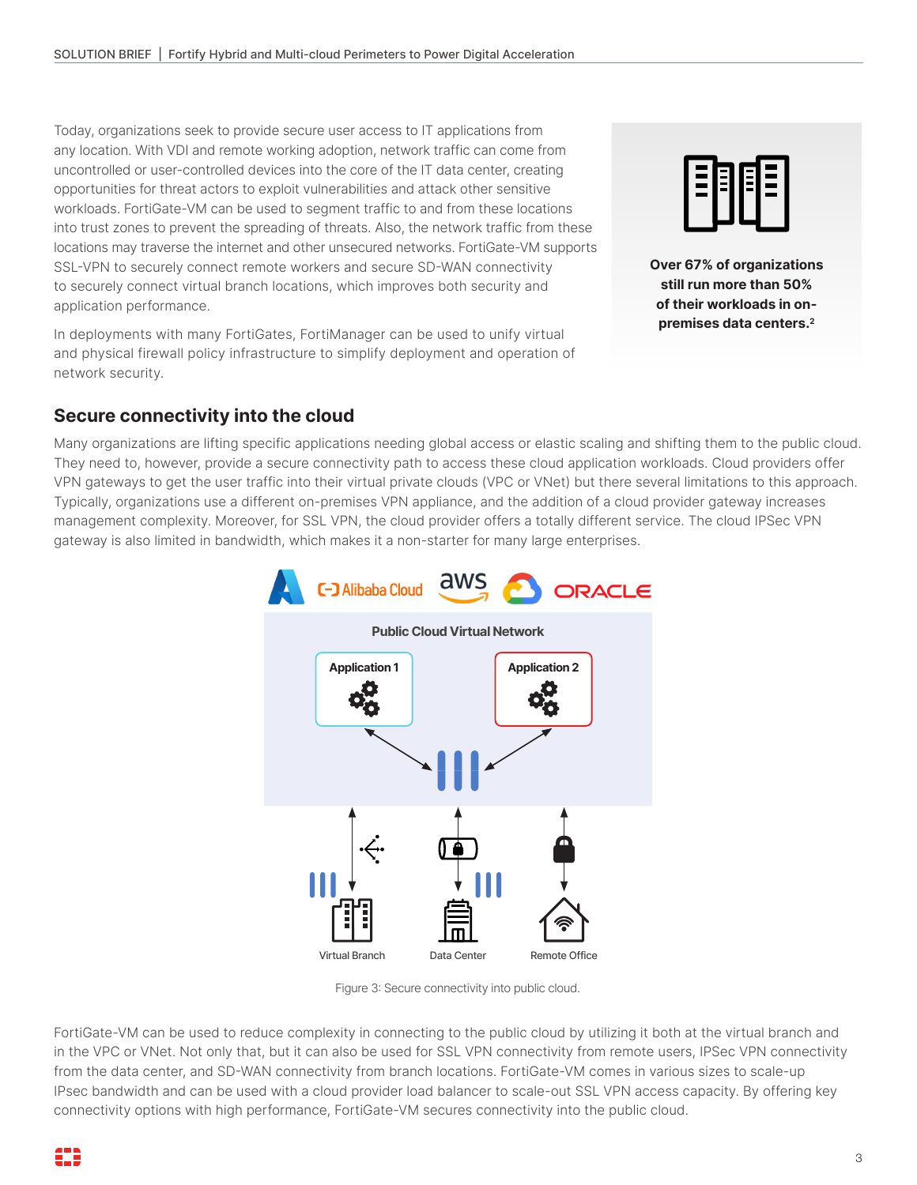Today, organizations seek to provide secure user access to IT applications from any location. With VDI and remote working adoption, network traffic can come from uncontrolled or user-controlled devices into the core of the IT data center, creating opportunities for threat actors to exploit vulnerabilities and attack other sensitive workloads. FortiGate-VM can be used to segment traffic to and from these locations into trust zones to prevent the spreading of threats. Also, the network traffic from these locations may traverse the internet and other unsecured networks. FortiGate-VM supports SSL-VPN to securely connect remote workers and secure SD-WAN connectivity to securely connect virtual branch locations, which improves both security and application performance.

In deployments with many FortiGates, FortiManager can be used to unify virtual and physical firewall policy infrastructure to simplify deployment and operation of network security.

**Over 67% of organizations still run more than 50% of their workloads in on-premises data centers.[2]**

## Secure connectivity into the cloud

Many organizations are lifting specific applications needing global access or elastic scaling and shifting them to the public cloud. They need to, however, provide a secure connectivity path to access these cloud application workloads. Cloud providers offer VPN gateways to get the user traffic into their virtual private clouds (VPC or VNet) but there several limitations to this approach. Typically, organizations use a different on-premises VPN appliance, and the addition of a cloud provider gateway increases management complexity. Moreover, for SSL VPN, the cloud provider offers a totally different service. The cloud IPSec VPN gateway is also limited in bandwidth, which makes it a non-starter for many large enterprises.

Figure 3: Secure connectivity into public cloud.

FortiGate-VM can be used to reduce complexity in connecting to the public cloud by utilizing it both at the virtual branch and in the VPC or VNet. Not only that, but it can also be used for SSL VPN connectivity from remote users, IPSec VPN connectivity from the data center, and SD-WAN connectivity from branch locations. FortiGate-VM comes in various sizes to scale-up IPsec bandwidth and can be used with a cloud provider load balancer to scale-out SSL VPN access capacity. By offering key connectivity options with high performance, FortiGate-VM secures connectivity into the public cloud.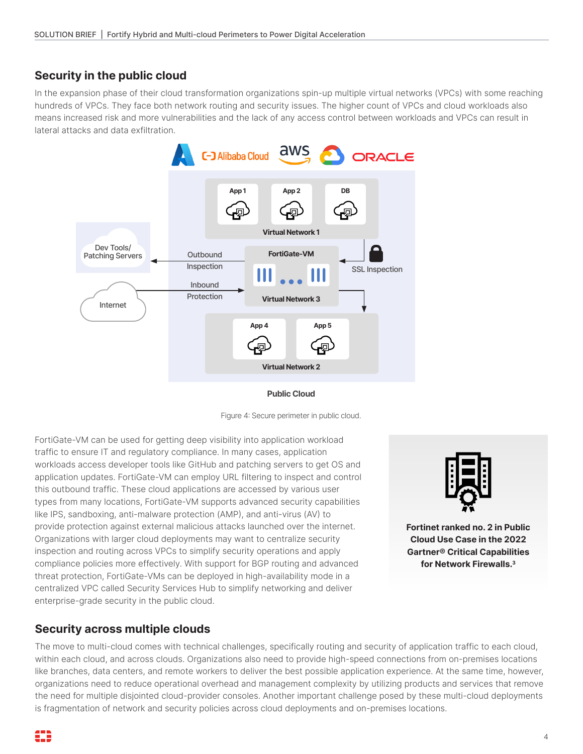## Security in the public cloud

In the expansion phase of their cloud transformation organizations spin-up multiple virtual networks (VPCs) with some reaching hundreds of VPCs. They face both network routing and security issues. The higher count of VPCs and cloud workloads also means increased risk and more vulnerabilities and the lack of any access control between workloads and VPCs can result in lateral attacks and data exfiltration.

Figure 4: Secure perimeter in public cloud.

FortiGate-VM can be used for getting deep visibility into application workload traffic to ensure IT and regulatory compliance. In many cases, application workloads access developer tools like GitHub and patching servers to get OS and application updates. FortiGate-VM can employ URL filtering to inspect and control this outbound traffic. These cloud applications are accessed by various user types from many locations, FortiGate-VM supports advanced security capabilities like IPS, sandboxing, anti-malware protection (AMP), and anti-virus (AV) to provide protection against external malicious attacks launched over the internet. Organizations with larger cloud deployments may want to centralize security inspection and routing across VPCs to simplify security operations and apply compliance policies more effectively. With support for BGP routing and advanced threat protection, FortiGate-VMs can be deployed in high-availability mode in a centralized VPC called Security Services Hub to simplify networking and deliver enterprise-grade security in the public cloud.

**Fortinet ranked no. 2 in Public Cloud Use Case in the 2022 Gartner® Critical Capabilities for Network Firewalls.[3]**

## Security across multiple clouds

The move to multi-cloud comes with technical challenges, specifically routing and security of application traffic to each cloud, within each cloud, and across clouds. Organizations also need to provide high-speed connections from on-premises locations like branches, data centers, and remote workers to deliver the best possible application experience. At the same time, however, organizations need to reduce operational overhead and management complexity by utilizing products and services that remove the need for multiple disjointed cloud-provider consoles. Another important challenge posed by these multi-cloud deployments is fragmentation of network and security policies across cloud deployments and on-premises locations.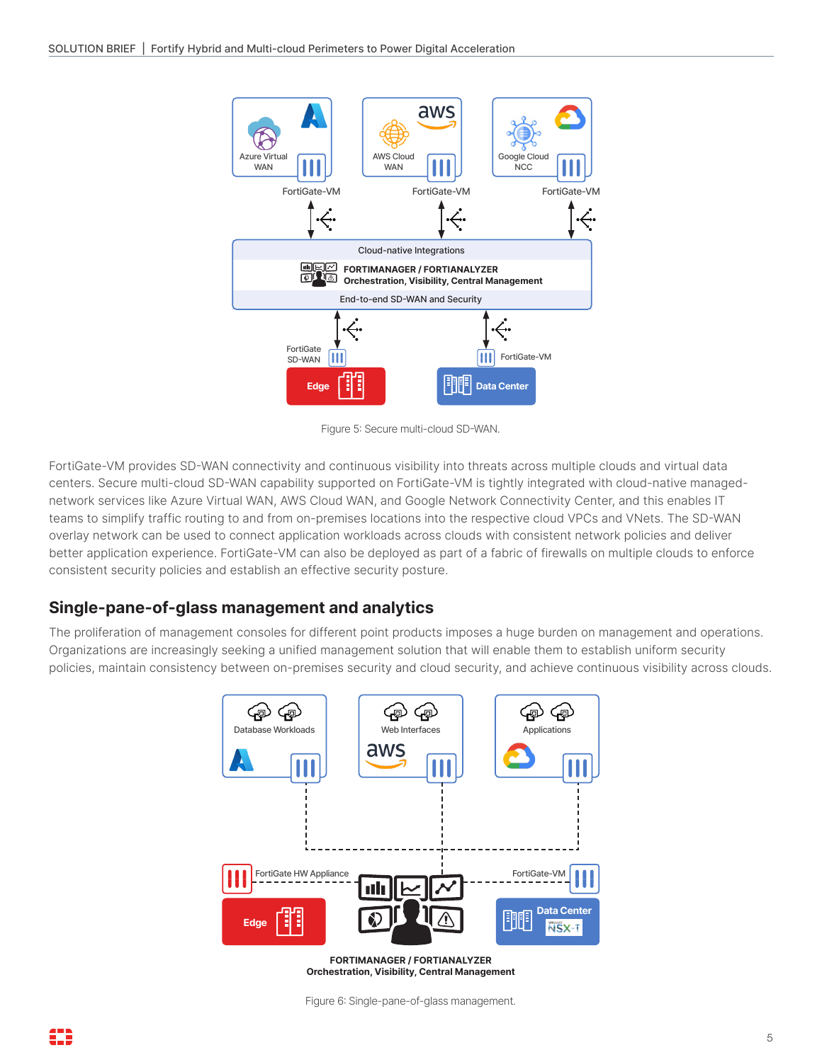Figure 5: Secure multi-cloud SD-WAN.

FortiGate-VM provides SD-WAN connectivity and continuous visibility into threats across multiple clouds and virtual data centers. Secure multi-cloud SD-WAN capability supported on FortiGate-VM is tightly integrated with cloud-native managed-network services like Azure Virtual WAN, AWS Cloud WAN, and Google Network Connectivity Center, and this enables IT teams to simplify traffic routing to and from on-premises locations into the respective cloud VPCs and VNets. The SD-WAN overlay network can be used to connect application workloads across clouds with consistent network policies and deliver better application experience. FortiGate-VM can also be deployed as part of a fabric of firewalls on multiple clouds to enforce consistent security policies and establish an effective security posture.

## Single-pane-of-glass management and analytics

The proliferation of management consoles for different point products imposes a huge burden on management and operations. Organizations are increasingly seeking a unified management solution that will enable them to establish uniform security policies, maintain consistency between on-premises security and cloud security, and achieve continuous visibility across clouds.

Figure 6: Single-pane-of-glass management.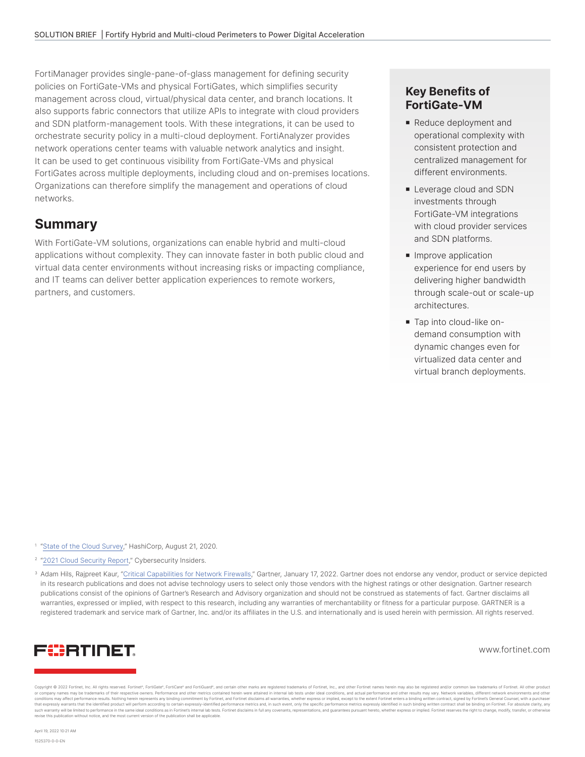FortiManager provides single-pane-of-glass management for defining security policies on FortiGate-VMs and physical FortiGates, which simplifies security management across cloud, virtual/physical data center, and branch locations. It also supports fabric connectors that utilize APIs to integrate with cloud providers and SDN platform-management tools. With these integrations, it can be used to orchestrate security policy in a multi-cloud deployment. FortiAnalyzer provides network operations center teams with valuable network analytics and insight. It can be used to get continuous visibility from FortiGate-VMs and physical FortiGates across multiple deployments, including cloud and on-premises locations. Organizations can therefore simplify the management and operations of cloud networks.

## Summary

With FortiGate-VM solutions, organizations can enable hybrid and multi-cloud applications without complexity. They can innovate faster in both public cloud and virtual data center environments without increasing risks or impacting compliance, and IT teams can deliver better application experiences to remote workers, partners, and customers.

### Key Benefits of FortiGate-VM

- Reduce deployment and operational complexity with consistent protection and centralized management for different environments.
- Leverage cloud and SDN investments through FortiGate-VM integrations with cloud provider services and SDN platforms.
- Improve application experience for end users by delivering higher bandwidth through scale-out or scale-up architectures.
- Tap into cloud-like on-demand consumption with dynamic changes even for virtualized data center and virtual branch deployments.

[1] "State of the Cloud Survey," HashiCorp, August 21, 2020.

[2] "2021 Cloud Security Report," Cybersecurity Insiders.

[3] Adam Hils, Rajpreet Kaur, "Critical Capabilities for Network Firewalls," Gartner, January 17, 2022. Gartner does not endorse any vendor, product or service depicted in its research publications and does not advise technology users to select only those vendors with the highest ratings or other designation. Gartner research publications consist of the opinions of Gartner's Research and Advisory organization and should not be construed as statements of fact. Gartner disclaims all warranties, expressed or implied, with respect to this research, including any warranties of merchantability or fitness for a particular purpose. GARTNER is a registered trademark and service mark of Gartner, Inc. and/or its affiliates in the U.S. and internationally and is used herein with permission. All rights reserved.

FORTINET

www.fortinet.com

Copyright © 2022 Fortinet, Inc. All rights reserved. Fortinet®, FortiGate®, FortiCare® and FortiGuard®, and certain other marks are registered trademarks of Fortinet, Inc., and other Fortinet names herein may also be registered and/or common law trademarks of Fortinet. All other product or company names may be trademarks of their respective owners. Performance and other metrics contained herein were attained in internal lab tests under ideal conditions, and actual performance and other results may vary. Network variables, different network environments and other conditions may affect performance results. Nothing herein represents any binding commitment by Fortinet, and Fortinet disclaims all warranties, whether express or implied, except to the extent Fortinet enters a binding written contract, signed by Fortinet's General Counsel, with a purchaser that expressly warrants that the identified product will perform according to certain expressly-identified performance metrics and, in such event, only the specific performance metrics expressly identified in such binding written contract shall be binding on Fortinet. For absolute clarity, any such warranty will be limited to performance in the same ideal conditions as in Fortinet's internal lab tests. Fortinet disclaims in full any covenants, representations, and guarantees pursuant hereto, whether express or implied. Fortinet reserves the right to change, modify, transfer, or otherwise revise this publication without notice, and the most current version of the publication shall be applicable.

April 19, 2022 10:21 AM

1525370-0-0-EN